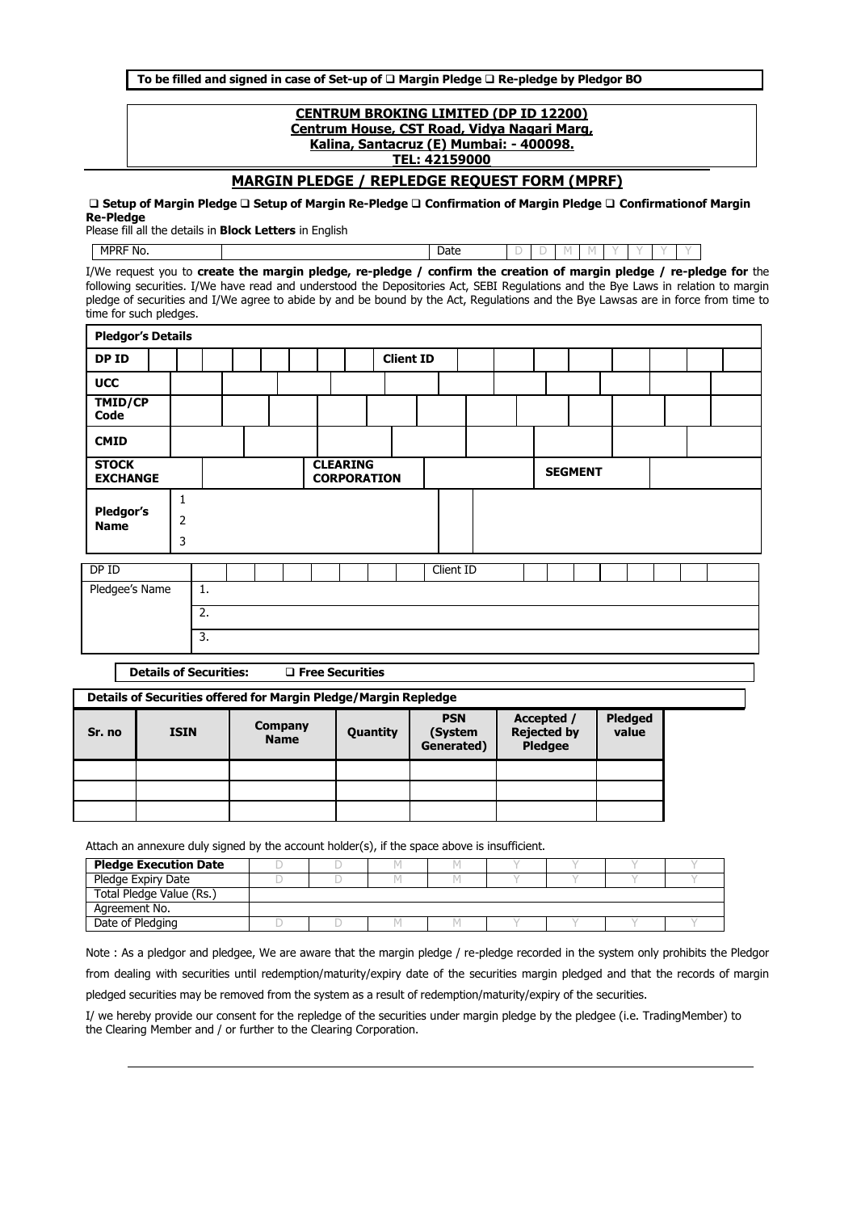**To be filled and signed in case of Set-up of ❑ Margin Pledge ❑ Re-pledge by Pledgor BO**

**CENTRUM BROKING LIMITED (DP ID 12200)**
**Centrum House, CST Road, Vidya Nagari Marg,**
**Kalina, Santacruz (E) Mumbai: - 400098.**
**TEL: 42159000**

## MARGIN PLEDGE / REPLEDGE REQUEST FORM (MPRF)

**❑ Setup of Margin Pledge ❑ Setup of Margin Re-Pledge ❑ Confirmation of Margin Pledge ❑ Confirmationof Margin Re-Pledge**

Please fill all the details in **Block Letters** in English

| MPRF No. | | Date | D | D | M | M | Y | Y | Y | Y |
|---|---|---|---|---|---|---|---|---|---|---|

I/We request you to **create the margin pledge, re-pledge / confirm the creation of margin pledge / re-pledge for** the following securities. I/We have read and understood the Depositories Act, SEBI Regulations and the Bye Laws in relation to margin pledge of securities and I/We agree to abide by and be bound by the Act, Regulations and the Bye Lawsas are in force from time to time for such pledges.

| **Pledgor's Details** | | | | | |
|---|---|---|---|---|---|
| **DP ID** | | **Client ID** | | | |
| **UCC** | | | | | |
| **TMID/CP Code** | | | | | |
| **CMID** | | | | | |
| **STOCK EXCHANGE** | | **CLEARING CORPORATION** | | **SEGMENT** | |
| **Pledgor's Name** | 1 | | | | |
| | 2 | | | | |
| | 3 | | | | |

| DP ID | | Client ID | |
|---|---|---|---|
| Pledgee's Name | 1. | | |
| | 2. | | |
| | 3. | | |

**Details of Securities:** ❑ **Free Securities**

**Details of Securities offered for Margin Pledge/Margin Repledge**

| Sr. no | ISIN | Company Name | Quantity | PSN (System Generated) | Accepted / Rejected by Pledgee | Pledged value |
|---|---|---|---|---|---|---|
| | | | | | | |
| | | | | | | |
| | | | | | | |

Attach an annexure duly signed by the account holder(s), if the space above is insufficient.

| **Pledge Execution Date** | D | D | M | M | Y | Y | Y | Y |
|---|---|---|---|---|---|---|---|---|
| Pledge Expiry Date | D | D | M | M | Y | Y | Y | Y |
| Total Pledge Value (Rs.) | | | | | | | | |
| Agreement No. | | | | | | | | |
| Date of Pledging | D | D | M | M | Y | Y | Y | Y |

Note : As a pledgor and pledgee, We are aware that the margin pledge / re-pledge recorded in the system only prohibits the Pledgor from dealing with securities until redemption/maturity/expiry date of the securities margin pledged and that the records of margin pledged securities may be removed from the system as a result of redemption/maturity/expiry of the securities.

I/ we hereby provide our consent for the repledge of the securities under margin pledge by the pledgee (i.e. TradingMember) to the Clearing Member and / or further to the Clearing Corporation.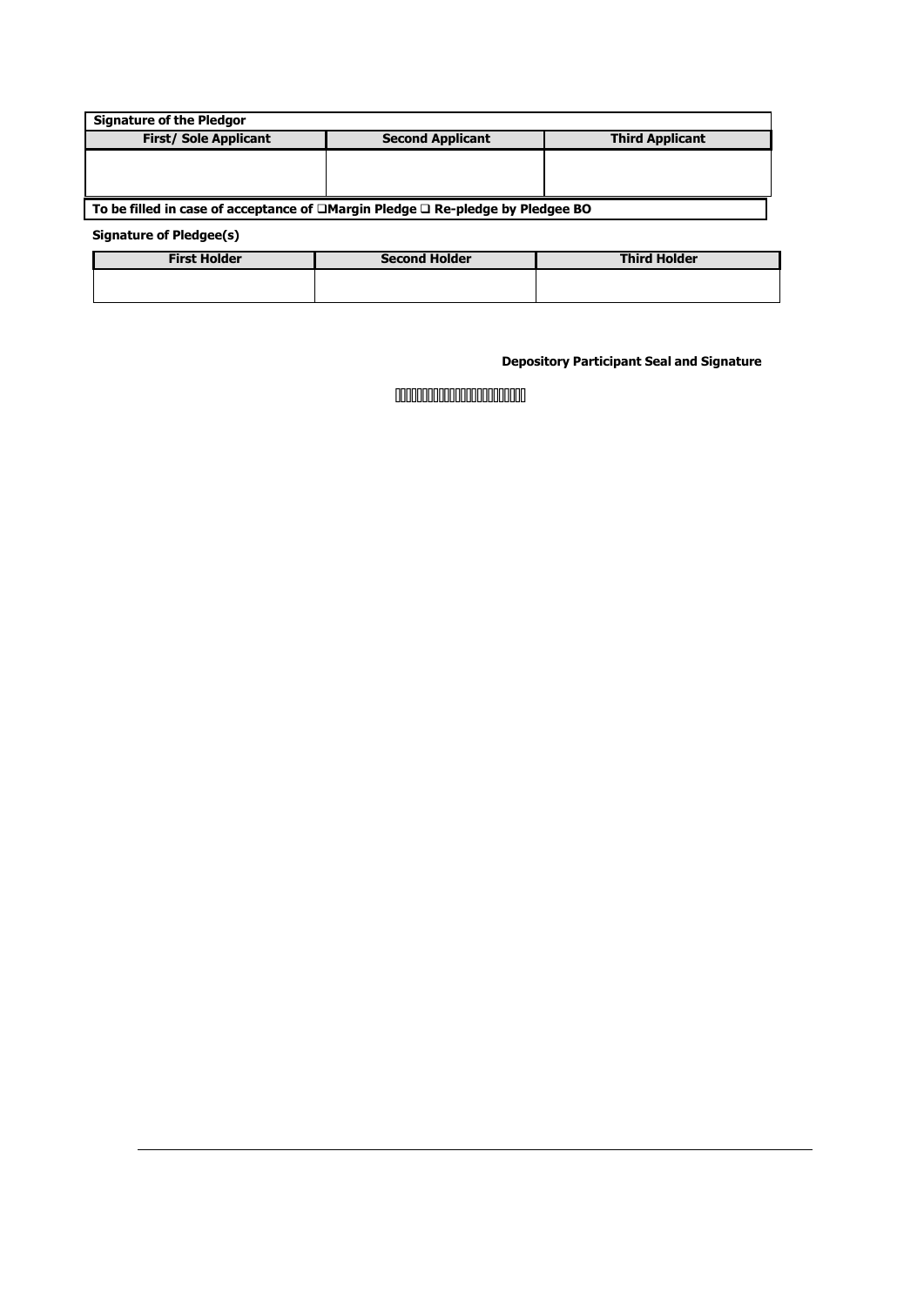| Signature of the Pledgor | | |
| --- | --- | --- |
| **First/ Sole Applicant** | **Second Applicant** | **Third Applicant** |
| | | |

**To be filled in case of acceptance of ❑Margin Pledge ❑ Re-pledge by Pledgee BO**

**Signature of Pledgee(s)**

| First Holder | Second Holder | Third Holder |
| --- | --- | --- |
| | | |

**Depository Participant Seal and Signature**